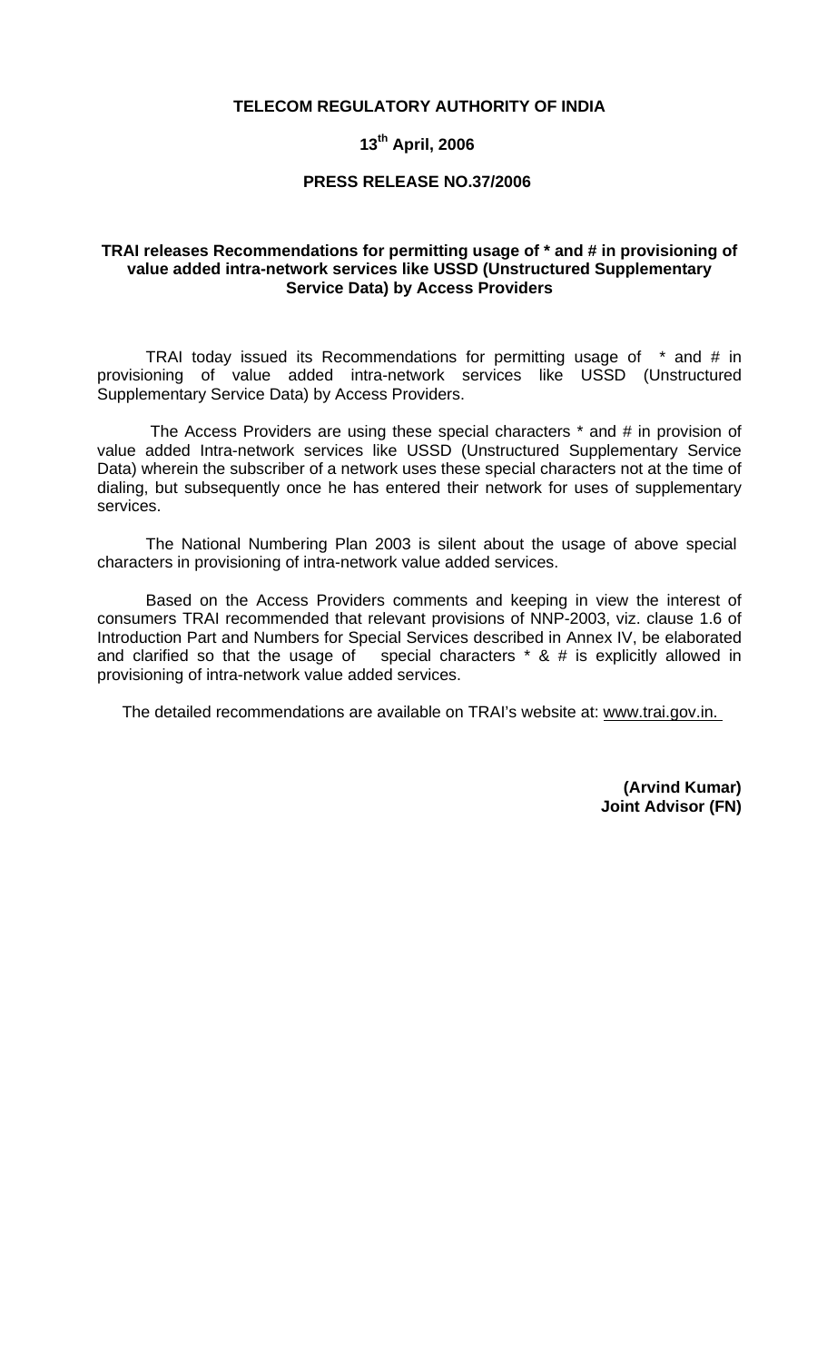**TELECOM REGULATORY AUTHORITY OF INDIA**

**13th April, 2006**

**PRESS RELEASE NO.37/2006**

**TRAI releases Recommendations for permitting usage of * and # in provisioning of value added intra-network services like USSD (Unstructured Supplementary Service Data) by Access Providers**

TRAI today issued its Recommendations for permitting usage of * and # in provisioning of value added intra-network services like USSD (Unstructured Supplementary Service Data) by Access Providers.

The Access Providers are using these special characters * and # in provision of value added Intra-network services like USSD (Unstructured Supplementary Service Data) wherein the subscriber of a network uses these special characters not at the time of dialing, but subsequently once he has entered their network for uses of supplementary services.

The National Numbering Plan 2003 is silent about the usage of above special characters in provisioning of intra-network value added services.

Based on the Access Providers comments and keeping in view the interest of consumers TRAI recommended that relevant provisions of NNP-2003, viz. clause 1.6 of Introduction Part and Numbers for Special Services described in Annex IV, be elaborated and clarified so that the usage of special characters * & # is explicitly allowed in provisioning of intra-network value added services.

The detailed recommendations are available on TRAI's website at: www.trai.gov.in.

**(Arvind Kumar)**
**Joint Advisor (FN)**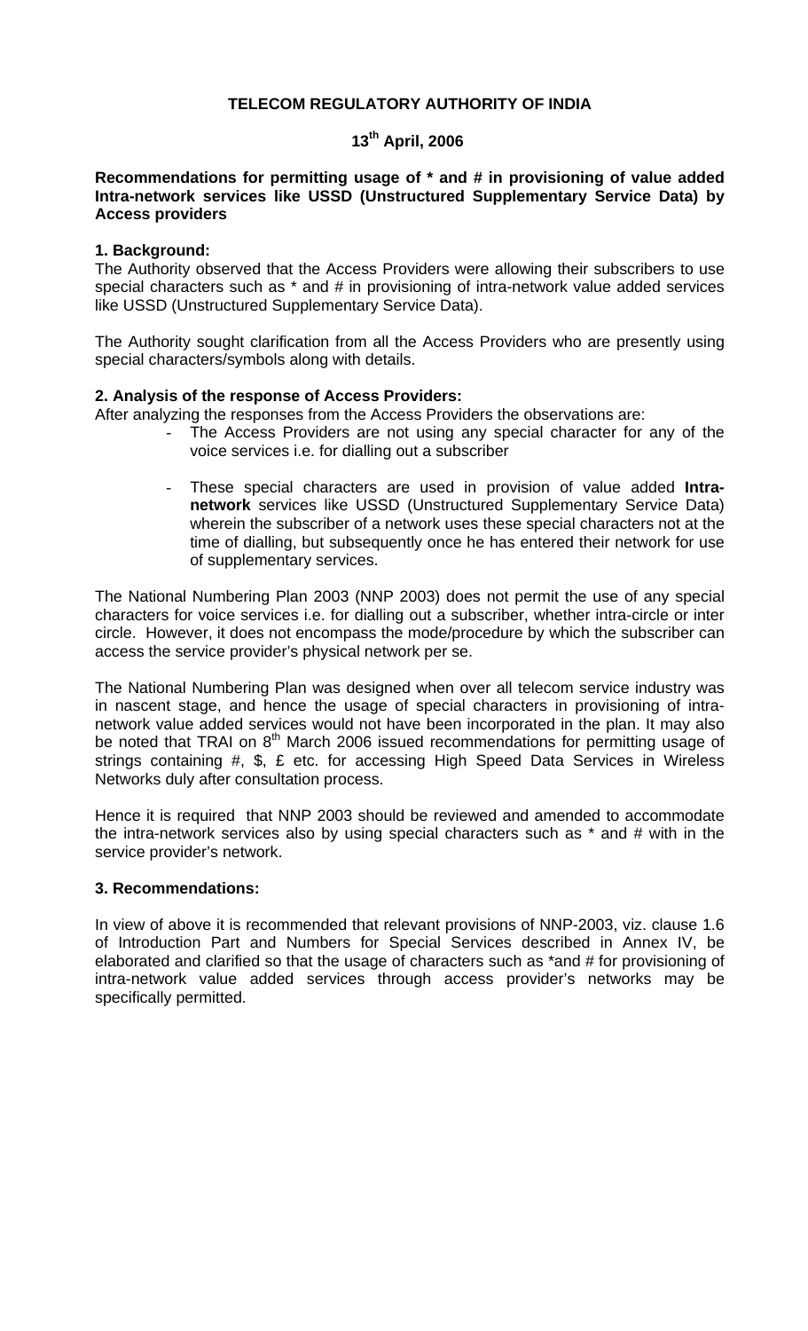**TELECOM REGULATORY AUTHORITY OF INDIA**

**13th April, 2006**

**Recommendations for permitting usage of * and # in provisioning of value added Intra-network services like USSD (Unstructured Supplementary Service Data) by Access providers**

**1. Background:**

The Authority observed that the Access Providers were allowing their subscribers to use special characters such as * and # in provisioning of intra-network value added services like USSD (Unstructured Supplementary Service Data).

The Authority sought clarification from all the Access Providers who are presently using special characters/symbols along with details.

**2. Analysis of the response of Access Providers:**

After analyzing the responses from the Access Providers the observations are:

- The Access Providers are not using any special character for any of the voice services i.e. for dialling out a subscriber

- These special characters are used in provision of value added **Intra-network** services like USSD (Unstructured Supplementary Service Data) wherein the subscriber of a network uses these special characters not at the time of dialling, but subsequently once he has entered their network for use of supplementary services.

The National Numbering Plan 2003 (NNP 2003) does not permit the use of any special characters for voice services i.e. for dialling out a subscriber, whether intra-circle or inter circle. However, it does not encompass the mode/procedure by which the subscriber can access the service provider's physical network per se.

The National Numbering Plan was designed when over all telecom service industry was in nascent stage, and hence the usage of special characters in provisioning of intra-network value added services would not have been incorporated in the plan. It may also be noted that TRAI on 8th March 2006 issued recommendations for permitting usage of strings containing #, $, £ etc. for accessing High Speed Data Services in Wireless Networks duly after consultation process.

Hence it is required that NNP 2003 should be reviewed and amended to accommodate the intra-network services also by using special characters such as * and # with in the service provider's network.

**3. Recommendations:**

In view of above it is recommended that relevant provisions of NNP-2003, viz. clause 1.6 of Introduction Part and Numbers for Special Services described in Annex IV, be elaborated and clarified so that the usage of characters such as *and # for provisioning of intra-network value added services through access provider's networks may be specifically permitted.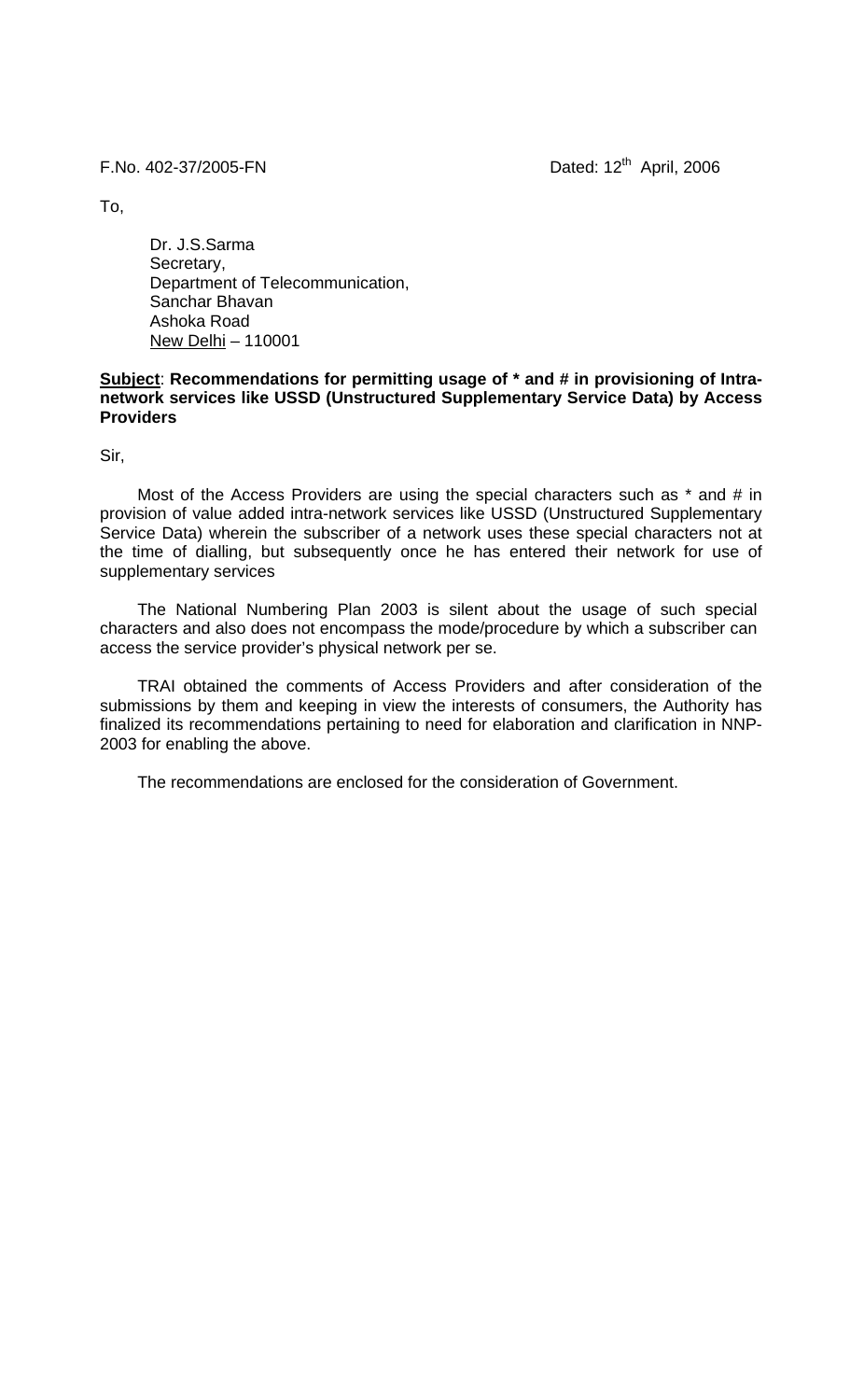F.No. 402-37/2005-FN                                                                 Dated: 12th April, 2006

To,

Dr. J.S.Sarma
Secretary,
Department of Telecommunication,
Sanchar Bhavan
Ashoka Road
New Delhi – 110001

**Subject**: **Recommendations for permitting usage of * and # in provisioning of Intra-network services like USSD (Unstructured Supplementary Service Data) by Access Providers**

Sir,

Most of the Access Providers are using the special characters such as * and # in provision of value added intra-network services like USSD (Unstructured Supplementary Service Data) wherein the subscriber of a network uses these special characters not at the time of dialling, but subsequently once he has entered their network for use of supplementary services

The National Numbering Plan 2003 is silent about the usage of such special characters and also does not encompass the mode/procedure by which a subscriber can access the service provider's physical network per se.

TRAI obtained the comments of Access Providers and after consideration of the submissions by them and keeping in view the interests of consumers, the Authority has finalized its recommendations pertaining to need for elaboration and clarification in NNP-2003 for enabling the above.

The recommendations are enclosed for the consideration of Government.